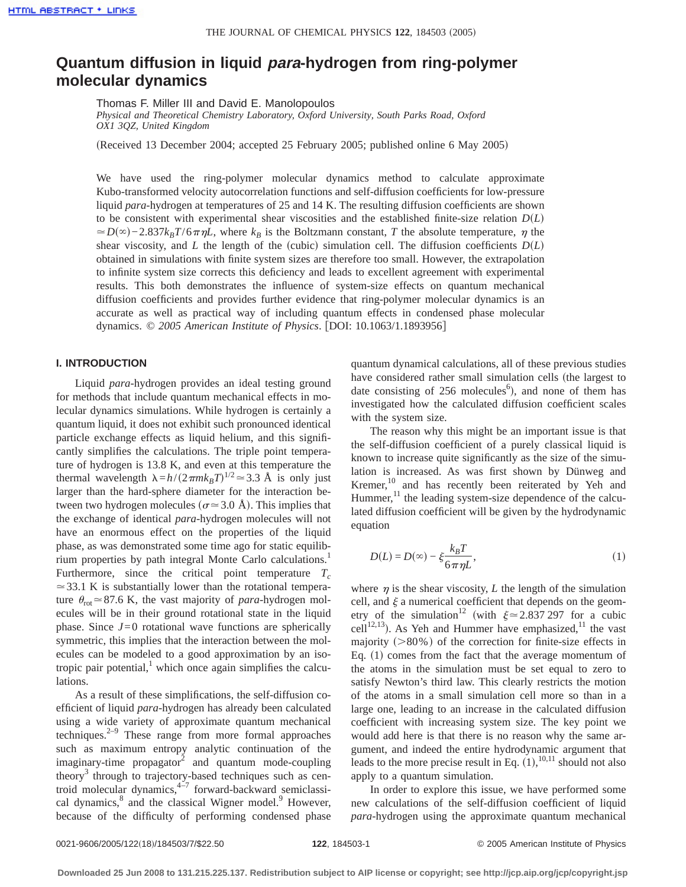# Quantum diffusion in liquid *para*-hydrogen from ring-polymer molecular dynamics

Thomas F. Miller III and David E. Manolopoulos

*Physical and Theoretical Chemistry Laboratory, Oxford University, South Parks Road, Oxford OX1 3QZ, United Kingdom*

(Received 13 December 2004; accepted 25 February 2005; published online 6 May 2005)

We have used the ring-polymer molecular dynamics method to calculate approximate Kubo-transformed velocity autocorrelation functions and self-diffusion coefficients for low-pressure liquid *para*-hydrogen at temperatures of 25 and 14 K. The resulting diffusion coefficients are shown to be consistent with experimental shear viscosities and the established finite-size relation $D(L) \simeq D(\infty) - 2.837 k_B T / 6\pi\eta L$, where $k_B$ is the Boltzmann constant, $T$ the absolute temperature, $\eta$ the shear viscosity, and $L$ the length of the (cubic) simulation cell. The diffusion coefficients $D(L)$ obtained in simulations with finite system sizes are therefore too small. However, the extrapolation to infinite system size corrects this deficiency and leads to excellent agreement with experimental results. This both demonstrates the influence of system-size effects on quantum mechanical diffusion coefficients and provides further evidence that ring-polymer molecular dynamics is an accurate as well as practical way of including quantum effects in condensed phase molecular dynamics. © *2005 American Institute of Physics*. [DOI: 10.1063/1.1893956]

## I. INTRODUCTION

Liquid *para*-hydrogen provides an ideal testing ground for methods that include quantum mechanical effects in molecular dynamics simulations. While hydrogen is certainly a quantum liquid, it does not exhibit such pronounced identical particle exchange effects as liquid helium, and this significantly simplifies the calculations. The triple point temperature of hydrogen is 13.8 K, and even at this temperature the thermal wavelength $\lambda = h/(2\pi m k_B T)^{1/2} \simeq 3.3$ Å is only just larger than the hard-sphere diameter for the interaction between two hydrogen molecules ($\sigma \simeq 3.0$ Å). This implies that the exchange of identical *para*-hydrogen molecules will not have an enormous effect on the properties of the liquid phase, as was demonstrated some time ago for static equilibrium properties by path integral Monte Carlo calculations.[1] Furthermore, since the critical point temperature $T_c \simeq 33.1$ K is substantially lower than the rotational temperature $\theta_{\text{rot}} \simeq 87.6$ K, the vast majority of *para*-hydrogen molecules will be in their ground rotational state in the liquid phase. Since $J=0$ rotational wave functions are spherically symmetric, this implies that the interaction between the molecules can be modeled to a good approximation by an isotropic pair potential,[1] which once again simplifies the calculations.

As a result of these simplifications, the self-diffusion coefficient of liquid *para*-hydrogen has already been calculated using a wide variety of approximate quantum mechanical techniques.[2–9] These range from more formal approaches such as maximum entropy analytic continuation of the imaginary-time propagator[2] and quantum mode-coupling theory[3] through to trajectory-based techniques such as centroid molecular dynamics,[4–7] forward-backward semiclassical dynamics,[8] and the classical Wigner model.[9] However, because of the difficulty of performing condensed phase quantum dynamical calculations, all of these previous studies have considered rather small simulation cells (the largest to date consisting of 256 molecules[6]), and none of them has investigated how the calculated diffusion coefficient scales with the system size.

The reason why this might be an important issue is that the self-diffusion coefficient of a purely classical liquid is known to increase quite significantly as the size of the simulation is increased. As was first shown by Dünweg and Kremer,[10] and has recently been reiterated by Yeh and Hummer,[11] the leading system-size dependence of the calculated diffusion coefficient will be given by the hydrodynamic equation

$$D(L) = D(\infty) - \xi \frac{k_B T}{6\pi\eta L}, \tag{1}$$

where $\eta$ is the shear viscosity, $L$ the length of the simulation cell, and $\xi$ a numerical coefficient that depends on the geometry of the simulation[12] (with $\xi \simeq 2.837297$ for a cubic cell[12,13]). As Yeh and Hummer have emphasized,[11] the vast majority (>80%) of the correction for finite-size effects in Eq. (1) comes from the fact that the average momentum of the atoms in the simulation must be set equal to zero to satisfy Newton's third law. This clearly restricts the motion of the atoms in a small simulation cell more so than in a large one, leading to an increase in the calculated diffusion coefficient with increasing system size. The key point we would add here is that there is no reason why the same argument, and indeed the entire hydrodynamic argument that leads to the more precise result in Eq. (1),[10,11] should not also apply to a quantum simulation.

In order to explore this issue, we have performed some new calculations of the self-diffusion coefficient of liquid *para*-hydrogen using the approximate quantum mechanical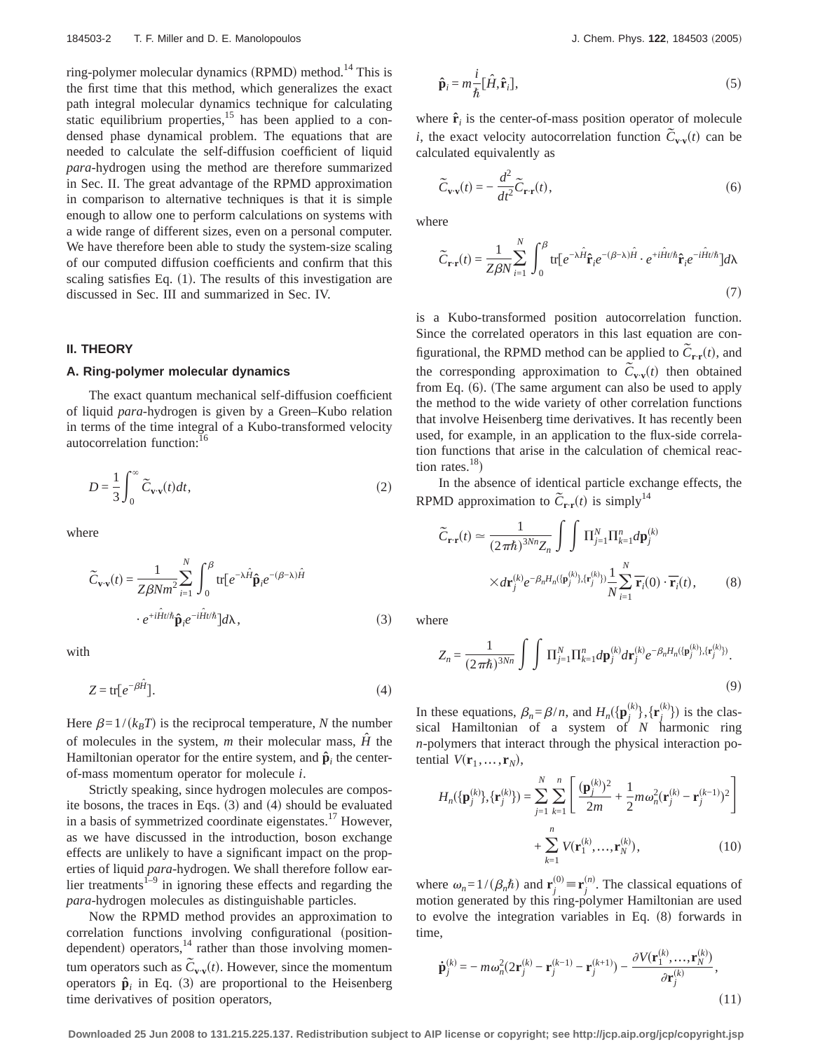ring-polymer molecular dynamics (RPMD) method.[14] This is the first time that this method, which generalizes the exact path integral molecular dynamics technique for calculating static equilibrium properties,[15] has been applied to a condensed phase dynamical problem. The equations that are needed to calculate the self-diffusion coefficient of liquid *para*-hydrogen using the method are therefore summarized in Sec. II. The great advantage of the RPMD approximation in comparison to alternative techniques is that it is simple enough to allow one to perform calculations on systems with a wide range of different sizes, even on a personal computer. We have therefore been able to study the system-size scaling of our computed diffusion coefficients and confirm that this scaling satisfies Eq. (1). The results of this investigation are discussed in Sec. III and summarized in Sec. IV.

## II. THEORY

### A. Ring-polymer molecular dynamics

The exact quantum mechanical self-diffusion coefficient of liquid *para*-hydrogen is given by a Green–Kubo relation in terms of the time integral of a Kubo-transformed velocity autocorrelation function:[16]

$$D = \frac{1}{3}\int_0^\infty \tilde{C}_{\mathbf{v}\cdot\mathbf{v}}(t)dt, \tag{2}$$

where

$$\tilde{C}_{\mathbf{v}\cdot\mathbf{v}}(t) = \frac{1}{Z\beta N m^2}\sum_{i=1}^{N}\int_0^\beta \mathrm{tr}[e^{-\lambda\hat{H}}\hat{\mathbf{p}}_i e^{-(\beta-\lambda)\hat{H}} \cdot e^{+i\hat{H}t/\hbar}\hat{\mathbf{p}}_i e^{-i\hat{H}t/\hbar}]d\lambda, \tag{3}$$

with

$$Z = \mathrm{tr}[e^{-\beta\hat{H}}]. \tag{4}$$

Here $\beta = 1/(k_B T)$ is the reciprocal temperature, $N$ the number of molecules in the system, $m$ their molecular mass, $\hat{H}$ the Hamiltonian operator for the entire system, and $\hat{\mathbf{p}}_i$ the center-of-mass momentum operator for molecule $i$.

Strictly speaking, since hydrogen molecules are composite bosons, the traces in Eqs. (3) and (4) should be evaluated in a basis of symmetrized coordinate eigenstates.[17] However, as we have discussed in the introduction, boson exchange effects are unlikely to have a significant impact on the properties of liquid *para*-hydrogen. We shall therefore follow earlier treatments[1–9] in ignoring these effects and regarding the *para*-hydrogen molecules as distinguishable particles.

Now the RPMD method provides an approximation to correlation functions involving configurational (position-dependent) operators,[14] rather than those involving momentum operators such as $\tilde{C}_{\mathbf{v}\cdot\mathbf{v}}(t)$. However, since the momentum operators $\hat{\mathbf{p}}_i$ in Eq. (3) are proportional to the Heisenberg time derivatives of position operators,

$$\hat{\mathbf{p}}_i = m\frac{i}{\hbar}[\hat{H}, \hat{\mathbf{r}}_i], \tag{5}$$

where $\hat{\mathbf{r}}_i$ is the center-of-mass position operator of molecule $i$, the exact velocity autocorrelation function $\tilde{C}_{\mathbf{v}\cdot\mathbf{v}}(t)$ can be calculated equivalently as

$$\tilde{C}_{\mathbf{v}\cdot\mathbf{v}}(t) = -\frac{d^2}{dt^2}\tilde{C}_{\mathbf{r}\cdot\mathbf{r}}(t), \tag{6}$$

where

$$\tilde{C}_{\mathbf{r}\cdot\mathbf{r}}(t) = \frac{1}{Z\beta N}\sum_{i=1}^{N}\int_0^\beta \mathrm{tr}[e^{-\lambda\hat{H}}\hat{\mathbf{r}}_i e^{-(\beta-\lambda)\hat{H}} \cdot e^{+i\hat{H}t/\hbar}\hat{\mathbf{r}}_i e^{-i\hat{H}t/\hbar}]d\lambda \tag{7}$$

is a Kubo-transformed position autocorrelation function. Since the correlated operators in this last equation are configurational, the RPMD method can be applied to $\tilde{C}_{\mathbf{r}\cdot\mathbf{r}}(t)$, and the corresponding approximation to $\tilde{C}_{\mathbf{v}\cdot\mathbf{v}}(t)$ then obtained from Eq. (6). (The same argument can also be used to apply the method to the wide variety of other correlation functions that involve Heisenberg time derivatives. It has recently been used, for example, in an application to the flux-side correlation functions that arise in the calculation of chemical reaction rates.[18])

In the absence of identical particle exchange effects, the RPMD approximation to $\tilde{C}_{\mathbf{r}\cdot\mathbf{r}}(t)$ is simply[14]

$$\tilde{C}_{\mathbf{r}\cdot\mathbf{r}}(t) \simeq \frac{1}{(2\pi\hbar)^{3Nn}Z_n}\int\int \Pi_{j=1}^{N}\Pi_{k=1}^{n}d\mathbf{p}_j^{(k)} \times d\mathbf{r}_j^{(k)}e^{-\beta_n H_n(\{\mathbf{p}_j^{(k)}\},\{\mathbf{r}_j^{(k)}\})}\frac{1}{N}\sum_{i=1}^{N}\overline{\mathbf{r}}_i(0)\cdot\overline{\mathbf{r}}_i(t), \tag{8}$$

where

$$Z_n = \frac{1}{(2\pi\hbar)^{3Nn}}\int\int \Pi_{j=1}^{N}\Pi_{k=1}^{n}d\mathbf{p}_j^{(k)}d\mathbf{r}_j^{(k)}e^{-\beta_n H_n(\{\mathbf{p}_j^{(k)}\},\{\mathbf{r}_j^{(k)}\})}. \tag{9}$$

In these equations, $\beta_n = \beta/n$, and $H_n(\{\mathbf{p}_j^{(k)}\},\{\mathbf{r}_j^{(k)}\})$ is the classical Hamiltonian of a system of $N$ harmonic ring $n$-polymers that interact through the physical interaction potential $V(\mathbf{r}_1,\ldots,\mathbf{r}_N)$,

$$H_n(\{\mathbf{p}_j^{(k)}\},\{\mathbf{r}_j^{(k)}\}) = \sum_{j=1}^{N}\sum_{k=1}^{n}\left[\frac{(\mathbf{p}_j^{(k)})^2}{2m} + \frac{1}{2}m\omega_n^2(\mathbf{r}_j^{(k)} - \mathbf{r}_j^{(k-1)})^2\right] + \sum_{k=1}^{n}V(\mathbf{r}_1^{(k)},\ldots,\mathbf{r}_N^{(k)}), \tag{10}$$

where $\omega_n = 1/(\beta_n\hbar)$ and $\mathbf{r}_j^{(0)} \equiv \mathbf{r}_j^{(n)}$. The classical equations of motion generated by this ring-polymer Hamiltonian are used to evolve the integration variables in Eq. (8) forwards in time,

$$\dot{\mathbf{p}}_j^{(k)} = -m\omega_n^2(2\mathbf{r}_j^{(k)} - \mathbf{r}_j^{(k-1)} - \mathbf{r}_j^{(k+1)}) - \frac{\partial V(\mathbf{r}_1^{(k)},\ldots,\mathbf{r}_N^{(k)})}{\partial \mathbf{r}_j^{(k)}}, \tag{11}$$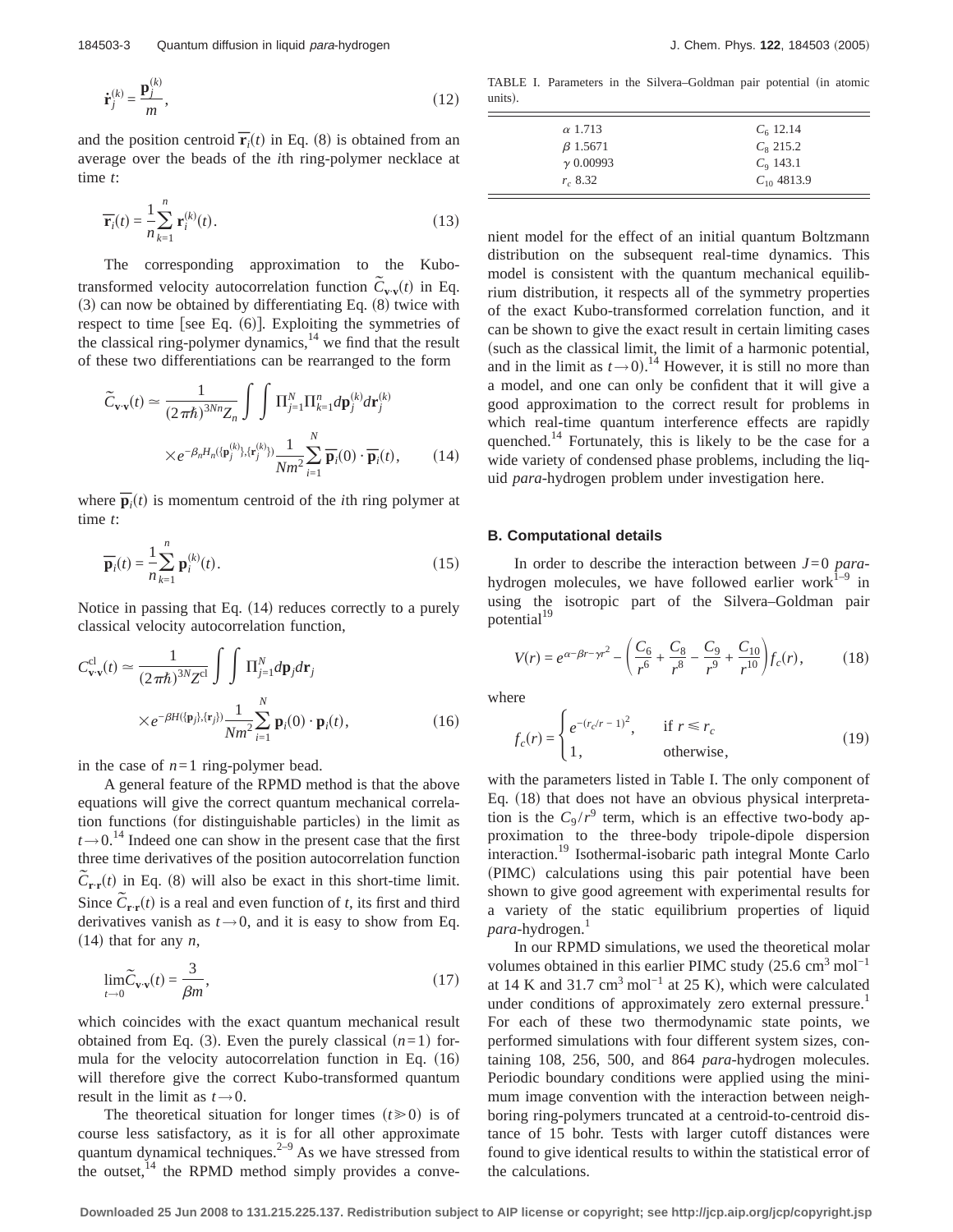$$\dot{\mathbf{r}}_j^{(k)} = \frac{\mathbf{p}_j^{(k)}}{m}, \tag{12}$$

and the position centroid $\overline{\mathbf{r}}_i(t)$ in Eq. (8) is obtained from an average over the beads of the *i*th ring-polymer necklace at time *t*:

$$\overline{\mathbf{r}}_i(t) = \frac{1}{n}\sum_{k=1}^{n} \mathbf{r}_i^{(k)}(t). \tag{13}$$

The corresponding approximation to the Kubo-transformed velocity autocorrelation function $\tilde{C}_{\mathbf{v}\cdot\mathbf{v}}(t)$ in Eq. (3) can now be obtained by differentiating Eq. (8) twice with respect to time [see Eq. (6)]. Exploiting the symmetries of the classical ring-polymer dynamics,[14] we find that the result of these two differentiations can be rearranged to the form

$$\tilde{C}_{\mathbf{v}\cdot\mathbf{v}}(t) \simeq \frac{1}{(2\pi\hbar)^{3Nn}Z_n}\int\int \Pi_{j=1}^{N}\Pi_{k=1}^{n} d\mathbf{p}_j^{(k)} d\mathbf{r}_j^{(k)} \times e^{-\beta_n H_n(\{\mathbf{p}_j^{(k)}\},\{\mathbf{r}_j^{(k)}\})}\frac{1}{Nm^2}\sum_{i=1}^{N}\overline{\mathbf{p}}_i(0)\cdot\overline{\mathbf{p}}_i(t), \tag{14}$$

where $\overline{\mathbf{p}}_i(t)$ is momentum centroid of the *i*th ring polymer at time *t*:

$$\overline{\mathbf{p}}_i(t) = \frac{1}{n}\sum_{k=1}^{n} \mathbf{p}_i^{(k)}(t). \tag{15}$$

Notice in passing that Eq. (14) reduces correctly to a purely classical velocity autocorrelation function,

$$C_{\mathbf{v}\cdot\mathbf{v}}^{\mathrm{cl}}(t) \simeq \frac{1}{(2\pi\hbar)^{3N}Z^{\mathrm{cl}}}\int\int \Pi_{j=1}^{N} d\mathbf{p}_j d\mathbf{r}_j \times e^{-\beta H(\{\mathbf{p}_j\},\{\mathbf{r}_j\})}\frac{1}{Nm^2}\sum_{i=1}^{N}\mathbf{p}_i(0)\cdot\mathbf{p}_i(t), \tag{16}$$

in the case of $n=1$ ring-polymer bead.

A general feature of the RPMD method is that the above equations will give the correct quantum mechanical correlation functions (for distinguishable particles) in the limit as $t\to 0$.[14] Indeed one can show in the present case that the first three time derivatives of the position autocorrelation function $\tilde{C}_{\mathbf{r}\cdot\mathbf{r}}(t)$ in Eq. (8) will also be exact in this short-time limit. Since $\tilde{C}_{\mathbf{r}\cdot\mathbf{r}}(t)$ is a real and even function of *t*, its first and third derivatives vanish as $t\to 0$, and it is easy to show from Eq. (14) that for any *n*,

$$\lim_{t\to 0}\tilde{C}_{\mathbf{v}\cdot\mathbf{v}}(t) = \frac{3}{\beta m}, \tag{17}$$

which coincides with the exact quantum mechanical result obtained from Eq. (3). Even the purely classical $(n=1)$ formula for the velocity autocorrelation function in Eq. (16) will therefore give the correct Kubo-transformed quantum result in the limit as $t\to 0$.

The theoretical situation for longer times $(t \gg 0)$ is of course less satisfactory, as it is for all other approximate quantum dynamical techniques.[2–9] As we have stressed from the outset,[14] the RPMD method simply provides a convenient model for the effect of an initial quantum Boltzmann distribution on the subsequent real-time dynamics. This model is consistent with the quantum mechanical equilibrium distribution, it respects all of the symmetry properties of the exact Kubo-transformed correlation function, and it can be shown to give the exact result in certain limiting cases (such as the classical limit, the limit of a harmonic potential, and in the limit as $t\to 0$).[14] However, it is still no more than a model, and one can only be confident that it will give a good approximation to the correct result for problems in which real-time quantum interference effects are rapidly quenched.[14] Fortunately, this is likely to be the case for a wide variety of condensed phase problems, including the liquid *para*-hydrogen problem under investigation here.

TABLE I. Parameters in the Silvera–Goldman pair potential (in atomic units).

| | |
|---|---|
| $\alpha$ 1.713 | $C_6$ 12.14 |
| $\beta$ 1.5671 | $C_8$ 215.2 |
| $\gamma$ 0.00993 | $C_9$ 143.1 |
| $r_c$ 8.32 | $C_{10}$ 4813.9 |

### B. Computational details

In order to describe the interaction between $J=0$ *para*-hydrogen molecules, we have followed earlier work[1–9] in using the isotropic part of the Silvera–Goldman pair potential[19]

$$V(r) = e^{\alpha-\beta r-\gamma r^2} - \left(\frac{C_6}{r^6}+\frac{C_8}{r^8}-\frac{C_9}{r^9}+\frac{C_{10}}{r^{10}}\right)f_c(r), \tag{18}$$

where

$$f_c(r) = \begin{cases} e^{-(r_c/r-1)^2}, & \text{if } r \le r_c \\ 1, & \text{otherwise,} \end{cases} \tag{19}$$

with the parameters listed in Table I. The only component of Eq. (18) that does not have an obvious physical interpretation is the $C_9/r^9$ term, which is an effective two-body approximation to the three-body tripole-dipole dispersion interaction.[19] Isothermal-isobaric path integral Monte Carlo (PIMC) calculations using this pair potential have been shown to give good agreement with experimental results for a variety of the static equilibrium properties of liquid *para*-hydrogen.[1]

In our RPMD simulations, we used the theoretical molar volumes obtained in this earlier PIMC study ($25.6\ \mathrm{cm^3\,mol^{-1}}$ at 14 K and $31.7\ \mathrm{cm^3\,mol^{-1}}$ at 25 K), which were calculated under conditions of approximately zero external pressure.[1] For each of these two thermodynamic state points, we performed simulations with four different system sizes, containing 108, 256, 500, and 864 *para*-hydrogen molecules. Periodic boundary conditions were applied using the minimum image convention with the interaction between neighboring ring-polymers truncated at a centroid-to-centroid distance of 15 bohr. Tests with larger cutoff distances were found to give identical results to within the statistical error of the calculations.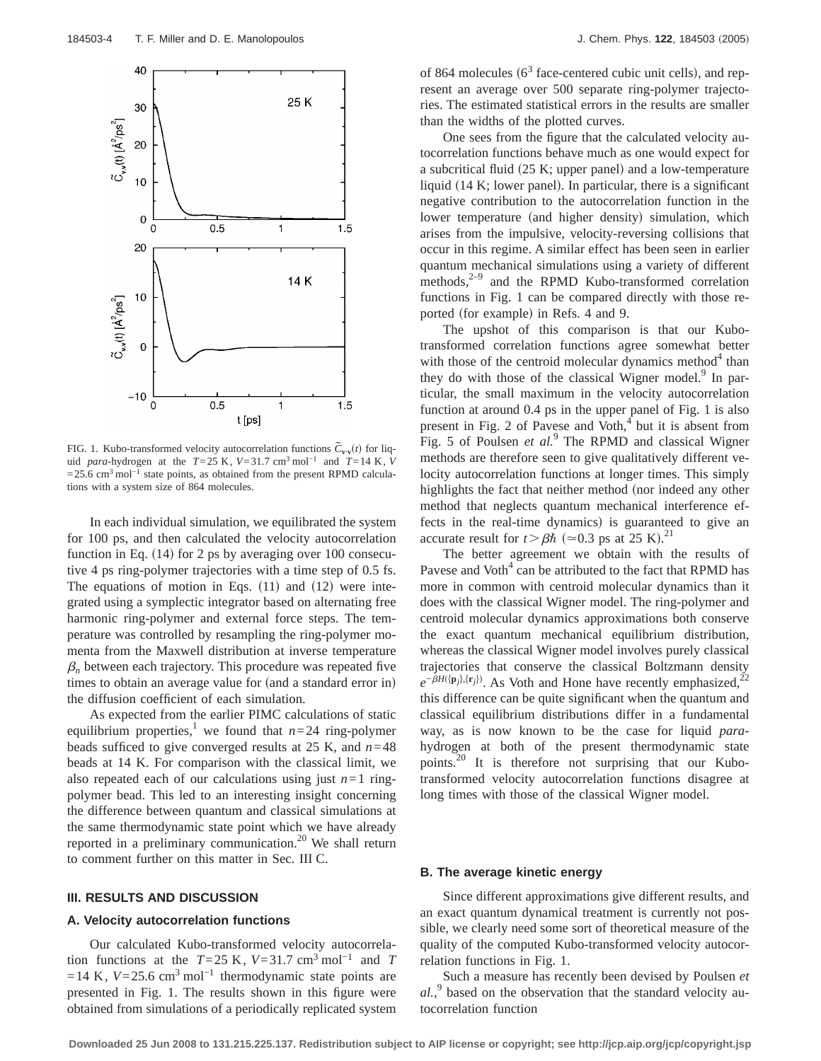FIG. 1. Kubo-transformed velocity autocorrelation functions $\tilde{C}_{\mathbf{v}\cdot\mathbf{v}}(t)$ for liquid *para*-hydrogen at the $T=25$ K, $V=31.7$ cm$^3$ mol$^{-1}$ and $T=14$ K, $V=25.6$ cm$^3$ mol$^{-1}$ state points, as obtained from the present RPMD calculations with a system size of 864 molecules.

In each individual simulation, we equilibrated the system for 100 ps, and then calculated the velocity autocorrelation function in Eq. (14) for 2 ps by averaging over 100 consecutive 4 ps ring-polymer trajectories with a time step of 0.5 fs. The equations of motion in Eqs. (11) and (12) were integrated using a symplectic integrator based on alternating free harmonic ring-polymer and external force steps. The temperature was controlled by resampling the ring-polymer momenta from the Maxwell distribution at inverse temperature $\beta_n$ between each trajectory. This procedure was repeated five times to obtain an average value for (and a standard error in) the diffusion coefficient of each simulation.

As expected from the earlier PIMC calculations of static equilibrium properties,[1] we found that $n=24$ ring-polymer beads sufficed to give converged results at 25 K, and $n=48$ beads at 14 K. For comparison with the classical limit, we also repeated each of our calculations using just $n=1$ ring-polymer bead. This led to an interesting insight concerning the difference between quantum and classical simulations at the same thermodynamic state point which we have already reported in a preliminary communication.[20] We shall return to comment further on this matter in Sec. III C.

## III. RESULTS AND DISCUSSION

### A. Velocity autocorrelation functions

Our calculated Kubo-transformed velocity autocorrelation functions at the $T=25$ K, $V=31.7$ cm$^3$ mol$^{-1}$ and $T=14$ K, $V=25.6$ cm$^3$ mol$^{-1}$ thermodynamic state points are presented in Fig. 1. The results shown in this figure were obtained from simulations of a periodically replicated system of 864 molecules ($6^3$ face-centered cubic unit cells), and represent an average over 500 separate ring-polymer trajectories. The estimated statistical errors in the results are smaller than the widths of the plotted curves.

One sees from the figure that the calculated velocity autocorrelation functions behave much as one would expect for a subcritical fluid (25 K; upper panel) and a low-temperature liquid (14 K; lower panel). In particular, there is a significant negative contribution to the autocorrelation function in the lower temperature (and higher density) simulation, which arises from the impulsive, velocity-reversing collisions that occur in this regime. A similar effect has been seen in earlier quantum mechanical simulations using a variety of different methods,[2–9] and the RPMD Kubo-transformed correlation functions in Fig. 1 can be compared directly with those reported (for example) in Refs. 4 and 9.

The upshot of this comparison is that our Kubo-transformed correlation functions agree somewhat better with those of the centroid molecular dynamics method[4] than they do with those of the classical Wigner model.[9] In particular, the small maximum in the velocity autocorrelation function at around 0.4 ps in the upper panel of Fig. 1 is also present in Fig. 2 of Pavese and Voth,[4] but it is absent from Fig. 5 of Poulsen *et al.*[9] The RPMD and classical Wigner methods are therefore seen to give qualitatively different velocity autocorrelation functions at longer times. This simply highlights the fact that neither method (nor indeed any other method that neglects quantum mechanical interference effects in the real-time dynamics) is guaranteed to give an accurate result for $t > \beta\hbar$ ($\simeq 0.3$ ps at 25 K).[21]

The better agreement we obtain with the results of Pavese and Voth[4] can be attributed to the fact that RPMD has more in common with centroid molecular dynamics than it does with the classical Wigner model. The ring-polymer and centroid molecular dynamics approximations both conserve the exact quantum mechanical equilibrium distribution, whereas the classical Wigner model involves purely classical trajectories that conserve the classical Boltzmann density $e^{-\beta H(\{\mathbf{p}_j\},\{\mathbf{r}_j\})}$. As Voth and Hone have recently emphasized,[22] this difference can be quite significant when the quantum and classical equilibrium distributions differ in a fundamental way, as is now known to be the case for liquid *para*-hydrogen at both of the present thermodynamic state points.[20] It is therefore not surprising that our Kubo-transformed velocity autocorrelation functions disagree at long times with those of the classical Wigner model.

### B. The average kinetic energy

Since different approximations give different results, and an exact quantum dynamical treatment is currently not possible, we clearly need some sort of theoretical measure of the quality of the computed Kubo-transformed velocity autocorrelation functions in Fig. 1.

Such a measure has recently been devised by Poulsen *et al.*,[9] based on the observation that the standard velocity autocorrelation function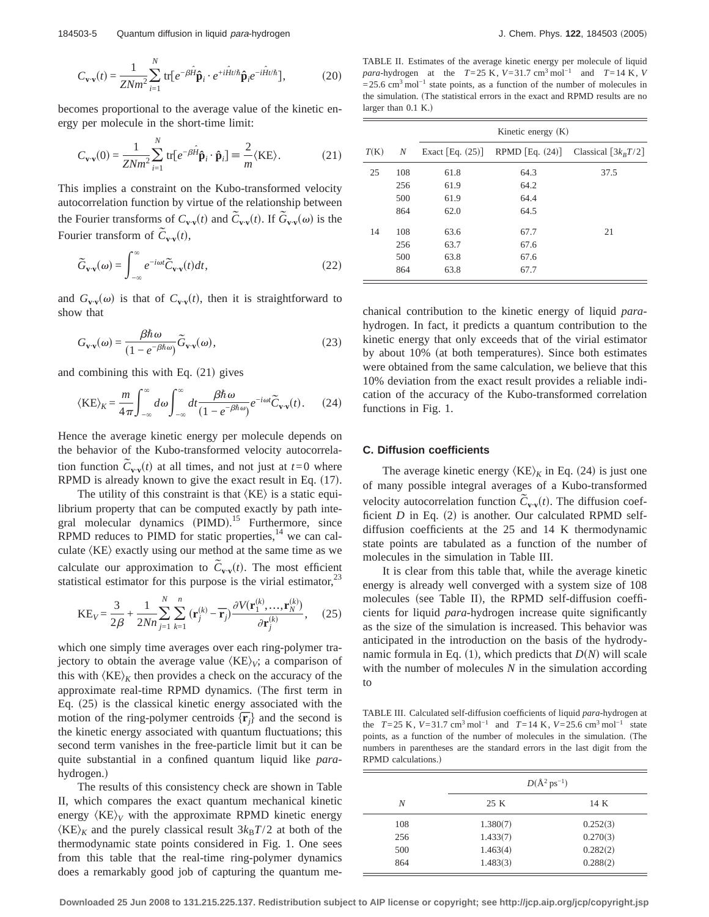$$C_{\mathbf{v}\cdot\mathbf{v}}(t) = \frac{1}{ZNm^2}\sum_{i=1}^{N} \mathrm{tr}[e^{-\beta\hat{H}}\hat{\mathbf{p}}_i \cdot e^{+i\hat{H}t/\hbar}\hat{\mathbf{p}}_i e^{-i\hat{H}t/\hbar}], \tag{20}$$

becomes proportional to the average value of the kinetic energy per molecule in the short-time limit:

$$C_{\mathbf{v}\cdot\mathbf{v}}(0) = \frac{1}{ZNm^2}\sum_{i=1}^{N} \mathrm{tr}[e^{-\beta\hat{H}}\hat{\mathbf{p}}_i \cdot \hat{\mathbf{p}}_i] \equiv \frac{2}{m}\langle \mathrm{KE}\rangle. \tag{21}$$

This implies a constraint on the Kubo-transformed velocity autocorrelation function by virtue of the relationship between the Fourier transforms of $C_{\mathbf{v}\cdot\mathbf{v}}(t)$ and $\tilde{C}_{\mathbf{v}\cdot\mathbf{v}}(t)$. If $\tilde{G}_{\mathbf{v}\cdot\mathbf{v}}(\omega)$ is the Fourier transform of $\tilde{C}_{\mathbf{v}\cdot\mathbf{v}}(t)$,

$$\tilde{G}_{\mathbf{v}\cdot\mathbf{v}}(\omega) = \int_{-\infty}^{\infty} e^{-i\omega t}\tilde{C}_{\mathbf{v}\cdot\mathbf{v}}(t)dt, \tag{22}$$

and $G_{\mathbf{v}\cdot\mathbf{v}}(\omega)$ is that of $C_{\mathbf{v}\cdot\mathbf{v}}(t)$, then it is straightforward to show that

$$G_{\mathbf{v}\cdot\mathbf{v}}(\omega) = \frac{\beta\hbar\omega}{(1-e^{-\beta\hbar\omega})}\tilde{G}_{\mathbf{v}\cdot\mathbf{v}}(\omega), \tag{23}$$

and combining this with Eq. (21) gives

$$\langle \mathrm{KE}\rangle_K = \frac{m}{4\pi}\int_{-\infty}^{\infty} d\omega \int_{-\infty}^{\infty} dt \frac{\beta\hbar\omega}{(1-e^{-\beta\hbar\omega})} e^{-i\omega t}\tilde{C}_{\mathbf{v}\cdot\mathbf{v}}(t). \tag{24}$$

Hence the average kinetic energy per molecule depends on the behavior of the Kubo-transformed velocity autocorrelation function $\tilde{C}_{\mathbf{v}\cdot\mathbf{v}}(t)$ at all times, and not just at $t=0$ where RPMD is already known to give the exact result in Eq. (17).

The utility of this constraint is that $\langle \mathrm{KE}\rangle$ is a static equilibrium property that can be computed exactly by path integral molecular dynamics (PIMD).[15] Furthermore, since RPMD reduces to PIMD for static properties,[14] we can calculate $\langle \mathrm{KE}\rangle$ exactly using our method at the same time as we calculate our approximation to $\tilde{C}_{\mathbf{v}\cdot\mathbf{v}}(t)$. The most efficient statistical estimator for this purpose is the virial estimator,[23]

$$\mathrm{KE}_V = \frac{3}{2\beta} + \frac{1}{2Nn}\sum_{j=1}^{N}\sum_{k=1}^{n}(\mathbf{r}_j^{(k)} - \bar{\mathbf{r}}_j)\frac{\partial V(\mathbf{r}_1^{(k)},\ldots,\mathbf{r}_N^{(k)})}{\partial \mathbf{r}_j^{(k)}}, \tag{25}$$

which one simply time averages over each ring-polymer trajectory to obtain the average value $\langle \mathrm{KE}\rangle_V$; a comparison of this with $\langle \mathrm{KE}\rangle_K$ then provides a check on the accuracy of the approximate real-time RPMD dynamics. (The first term in Eq. (25) is the classical kinetic energy associated with the motion of the ring-polymer centroids $\{\bar{\mathbf{r}}_j\}$ and the second is the kinetic energy associated with quantum fluctuations; this second term vanishes in the free-particle limit but it can be quite substantial in a confined quantum liquid like *para*-hydrogen.)

The results of this consistency check are shown in Table II, which compares the exact quantum mechanical kinetic energy $\langle \mathrm{KE}\rangle_V$ with the approximate RPMD kinetic energy $\langle \mathrm{KE}\rangle_K$ and the purely classical result $3k_BT/2$ at both of the thermodynamic state points considered in Fig. 1. One sees from this table that the real-time ring-polymer dynamics does a remarkably good job of capturing the quantum mechanical contribution to the kinetic energy of liquid *para*-hydrogen. In fact, it predicts a quantum contribution to the kinetic energy that only exceeds that of the virial estimator by about 10% (at both temperatures). Since both estimates were obtained from the same calculation, we believe that this 10% deviation from the exact result provides a reliable indication of the accuracy of the Kubo-transformed correlation functions in Fig. 1.

TABLE II. Estimates of the average kinetic energy per molecule of liquid *para*-hydrogen at the $T=25$ K, $V=31.7$ cm$^3$ mol$^{-1}$ and $T=14$ K, $V=25.6$ cm$^3$ mol$^{-1}$ state points, as a function of the number of molecules in the simulation. (The statistical errors in the exact and RPMD results are no larger than 0.1 K.)

| | | Kinetic energy (K) | | |
|---|---|---|---|---|
| $T$(K) | $N$ | Exact [Eq. (25)] | RPMD [Eq. (24)] | Classical [$3k_BT/2$] |
| 25 | 108 | 61.8 | 64.3 | 37.5 |
| | 256 | 61.9 | 64.2 | |
| | 500 | 61.9 | 64.4 | |
| | 864 | 62.0 | 64.5 | |
| 14 | 108 | 63.6 | 67.7 | 21 |
| | 256 | 63.7 | 67.6 | |
| | 500 | 63.8 | 67.6 | |
| | 864 | 63.8 | 67.7 | |

### C. Diffusion coefficients

The average kinetic energy $\langle \mathrm{KE}\rangle_K$ in Eq. (24) is just one of many possible integral averages of a Kubo-transformed velocity autocorrelation function $\tilde{C}_{\mathbf{v}\cdot\mathbf{v}}(t)$. The diffusion coefficient $D$ in Eq. (2) is another. Our calculated RPMD self-diffusion coefficients at the 25 and 14 K thermodynamic state points are tabulated as a function of the number of molecules in the simulation in Table III.

It is clear from this table that, while the average kinetic energy is already well converged with a system size of 108 molecules (see Table II), the RPMD self-diffusion coefficients for liquid *para*-hydrogen increase quite significantly as the size of the simulation is increased. This behavior was anticipated in the introduction on the basis of the hydrodynamic formula in Eq. (1), which predicts that $D(N)$ will scale with the number of molecules $N$ in the simulation according to

TABLE III. Calculated self-diffusion coefficients of liquid *para*-hydrogen at the $T=25$ K, $V=31.7$ cm$^3$ mol$^{-1}$ and $T=14$ K, $V=25.6$ cm$^3$ mol$^{-1}$ state points, as a function of the number of molecules in the simulation. (The numbers in parentheses are the standard errors in the last digit from the RPMD calculations.)

| | $D$(Å$^2$ ps$^{-1}$) | |
|---|---|---|
| $N$ | 25 K | 14 K |
| 108 | 1.380(7) | 0.252(3) |
| 256 | 1.433(7) | 0.270(3) |
| 500 | 1.463(4) | 0.282(2) |
| 864 | 1.483(3) | 0.288(2) |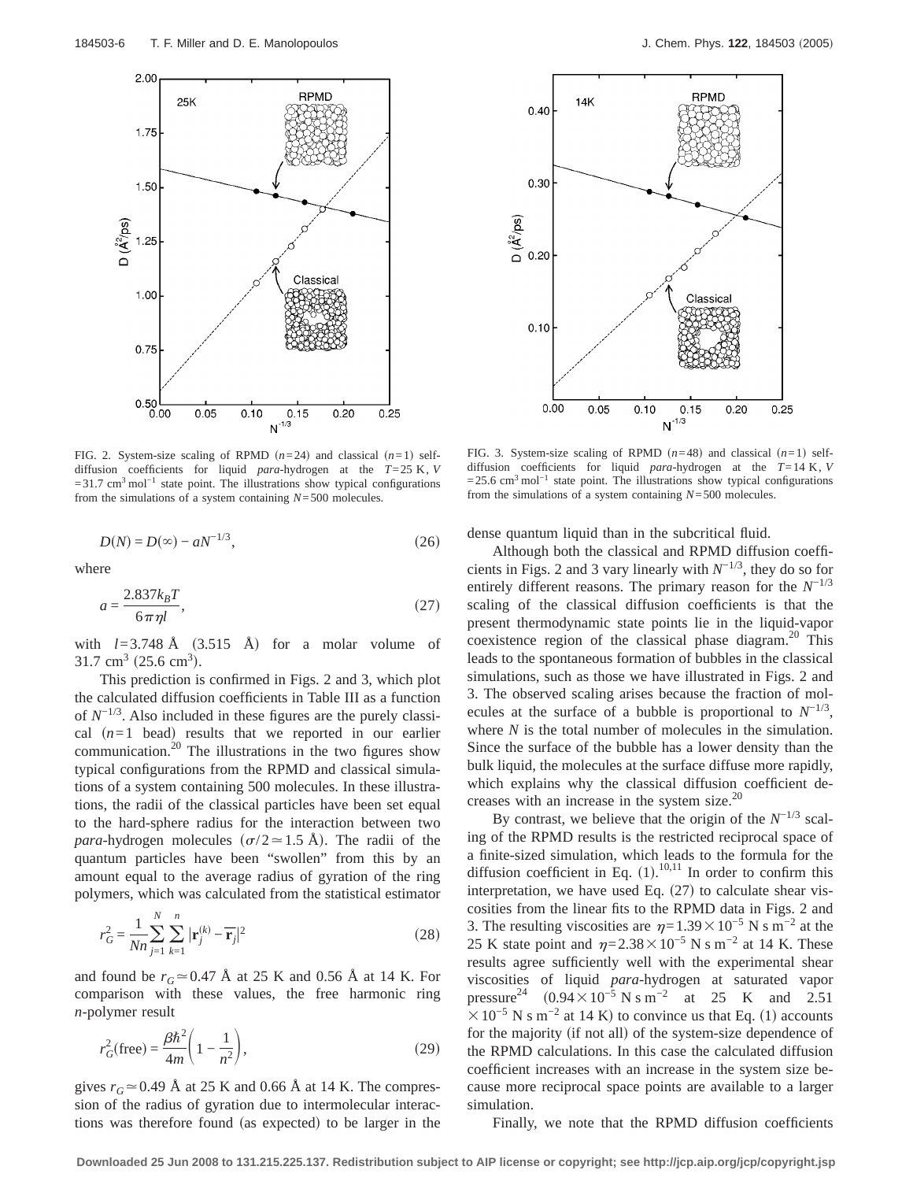FIG. 2. System-size scaling of RPMD ($n=24$) and classical ($n=1$) self-diffusion coefficients for liquid *para*-hydrogen at the $T=25$ K, $V=31.7$ cm$^3$ mol$^{-1}$ state point. The illustrations show typical configurations from the simulations of a system containing $N=500$ molecules.

FIG. 3. System-size scaling of RPMD ($n=48$) and classical ($n=1$) self-diffusion coefficients for liquid *para*-hydrogen at the $T=14$ K, $V=25.6$ cm$^3$ mol$^{-1}$ state point. The illustrations show typical configurations from the simulations of a system containing $N=500$ molecules.

$$D(N) = D(\infty) - aN^{-1/3}, \tag{26}$$

where

$$a = \frac{2.837 k_B T}{6\pi\eta l}, \tag{27}$$

with $l=3.748$ Å (3.515 Å) for a molar volume of 31.7 cm$^3$ (25.6 cm$^3$).

This prediction is confirmed in Figs. 2 and 3, which plot the calculated diffusion coefficients in Table III as a function of $N^{-1/3}$. Also included in these figures are the purely classical ($n=1$ bead) results that we reported in our earlier communication.[20] The illustrations in the two figures show typical configurations from the RPMD and classical simulations of a system containing 500 molecules. In these illustrations, the radii of the classical particles have been set equal to the hard-sphere radius for the interaction between two *para*-hydrogen molecules ($\sigma/2 \simeq 1.5$ Å). The radii of the quantum particles have been "swollen" from this by an amount equal to the average radius of gyration of the ring polymers, which was calculated from the statistical estimator

$$r_G^2 = \frac{1}{Nn}\sum_{j=1}^{N}\sum_{k=1}^{n} |\mathbf{r}_j^{(k)} - \overline{\mathbf{r}}_j|^2 \tag{28}$$

and found be $r_G \simeq 0.47$ Å at 25 K and 0.56 Å at 14 K. For comparison with these values, the free harmonic ring $n$-polymer result

$$r_G^2(\text{free}) = \frac{\beta\hbar^2}{4m}\left(1 - \frac{1}{n^2}\right), \tag{29}$$

gives $r_G \simeq 0.49$ Å at 25 K and 0.66 Å at 14 K. The compression of the radius of gyration due to intermolecular interactions was therefore found (as expected) to be larger in the dense quantum liquid than in the subcritical fluid.

Although both the classical and RPMD diffusion coefficients in Figs. 2 and 3 vary linearly with $N^{-1/3}$, they do so for entirely different reasons. The primary reason for the $N^{-1/3}$ scaling of the classical diffusion coefficients is that the present thermodynamic state points lie in the liquid-vapor coexistence region of the classical phase diagram.[20] This leads to the spontaneous formation of bubbles in the classical simulations, such as those we have illustrated in Figs. 2 and 3. The observed scaling arises because the fraction of molecules at the surface of a bubble is proportional to $N^{-1/3}$, where $N$ is the total number of molecules in the simulation. Since the surface of the bubble has a lower density than the bulk liquid, the molecules at the surface diffuse more rapidly, which explains why the classical diffusion coefficient decreases with an increase in the system size.[20]

By contrast, we believe that the origin of the $N^{-1/3}$ scaling of the RPMD results is the restricted reciprocal space of a finite-sized simulation, which leads to the formula for the diffusion coefficient in Eq. (1).[10,11] In order to confirm this interpretation, we have used Eq. (27) to calculate shear viscosities from the linear fits to the RPMD data in Figs. 2 and 3. The resulting viscosities are $\eta=1.39\times10^{-5}$ N s m$^{-2}$ at the 25 K state point and $\eta=2.38\times10^{-5}$ N s m$^{-2}$ at 14 K. These results agree sufficiently well with the experimental shear viscosities of liquid *para*-hydrogen at saturated vapor pressure[24] ($0.94\times10^{-5}$ N s m$^{-2}$ at 25 K and $2.51\times10^{-5}$ N s m$^{-2}$ at 14 K) to convince us that Eq. (1) accounts for the majority (if not all) of the system-size dependence of the RPMD calculations. In this case the calculated diffusion coefficient increases with an increase in the system size because more reciprocal space points are available to a larger simulation.

Finally, we note that the RPMD diffusion coefficients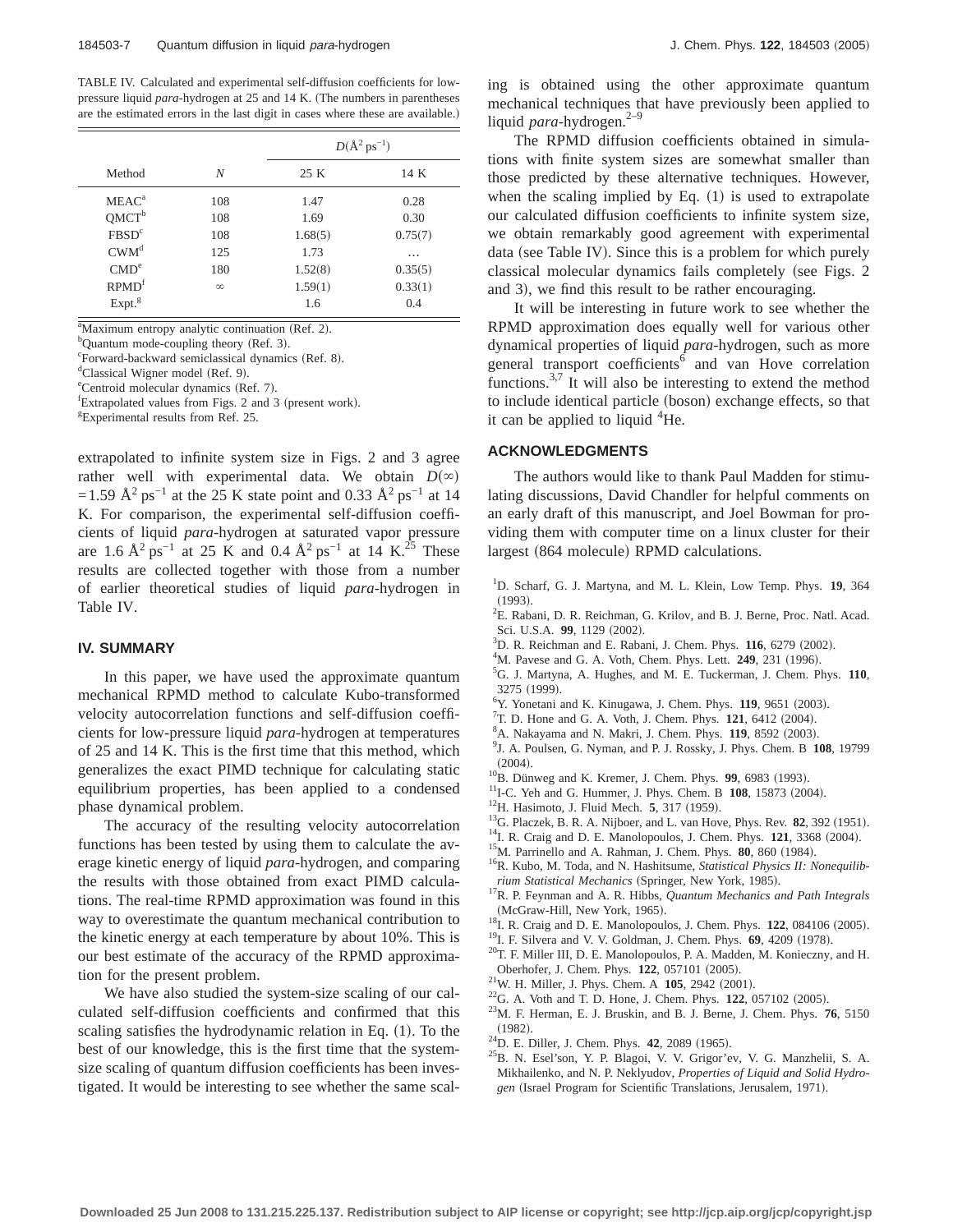TABLE IV. Calculated and experimental self-diffusion coefficients for low-pressure liquid *para*-hydrogen at 25 and 14 K. (The numbers in parentheses are the estimated errors in the last digit in cases where these are available.)

| Method | $N$ | $D$(Å$^2$ ps$^{-1}$) | |
|---|---|---|---|
| | | 25 K | 14 K |
| MEAC[a] | 108 | 1.47 | 0.28 |
| QMCT[b] | 108 | 1.69 | 0.30 |
| FBSD[c] | 108 | 1.68(5) | 0.75(7) |
| CWM[d] | 125 | 1.73 | ... |
| CMD[e] | 180 | 1.52(8) | 0.35(5) |
| RPMD[f] | $\infty$ | 1.59(1) | 0.33(1) |
| Expt.[g] | | 1.6 | 0.4 |

[a]Maximum entropy analytic continuation (Ref. 2).
[b]Quantum mode-coupling theory (Ref. 3).
[c]Forward-backward semiclassical dynamics (Ref. 8).
[d]Classical Wigner model (Ref. 9).
[e]Centroid molecular dynamics (Ref. 7).
[f]Extrapolated values from Figs. 2 and 3 (present work).
[g]Experimental results from Ref. 25.

extrapolated to infinite system size in Figs. 2 and 3 agree rather well with experimental data. We obtain $D(\infty) = 1.59$ Å$^2$ ps$^{-1}$ at the 25 K state point and 0.33 Å$^2$ ps$^{-1}$ at 14 K. For comparison, the experimental self-diffusion coefficients of liquid *para*-hydrogen at saturated vapor pressure are 1.6 Å$^2$ ps$^{-1}$ at 25 K and 0.4 Å$^2$ ps$^{-1}$ at 14 K.[25] These results are collected together with those from a number of earlier theoretical studies of liquid *para*-hydrogen in Table IV.

## IV. SUMMARY

In this paper, we have used the approximate quantum mechanical RPMD method to calculate Kubo-transformed velocity autocorrelation functions and self-diffusion coefficients for low-pressure liquid *para*-hydrogen at temperatures of 25 and 14 K. This is the first time that this method, which generalizes the exact PIMD technique for calculating static equilibrium properties, has been applied to a condensed phase dynamical problem.

The accuracy of the resulting velocity autocorrelation functions has been tested by using them to calculate the average kinetic energy of liquid *para*-hydrogen, and comparing the results with those obtained from exact PIMD calculations. The real-time RPMD approximation was found in this way to overestimate the quantum mechanical contribution to the kinetic energy at each temperature by about 10%. This is our best estimate of the accuracy of the RPMD approximation for the present problem.

We have also studied the system-size scaling of our calculated self-diffusion coefficients and confirmed that this scaling satisfies the hydrodynamic relation in Eq. (1). To the best of our knowledge, this is the first time that the system-size scaling of quantum diffusion coefficients has been investigated. It would be interesting to see whether the same scaling is obtained using the other approximate quantum mechanical techniques that have previously been applied to liquid *para*-hydrogen.[2–9]

The RPMD diffusion coefficients obtained in simulations with finite system sizes are somewhat smaller than those predicted by these alternative techniques. However, when the scaling implied by Eq. (1) is used to extrapolate our calculated diffusion coefficients to infinite system size, we obtain remarkably good agreement with experimental data (see Table IV). Since this is a problem for which purely classical molecular dynamics fails completely (see Figs. 2 and 3), we find this result to be rather encouraging.

It will be interesting in future work to see whether the RPMD approximation does equally well for various other dynamical properties of liquid *para*-hydrogen, such as more general transport coefficients[6] and van Hove correlation functions.[3,7] It will also be interesting to extend the method to include identical particle (boson) exchange effects, so that it can be applied to liquid $^4$He.

## ACKNOWLEDGMENTS

The authors would like to thank Paul Madden for stimulating discussions, David Chandler for helpful comments on an early draft of this manuscript, and Joel Bowman for providing them with computer time on a linux cluster for their largest (864 molecule) RPMD calculations.

[1] D. Scharf, G. J. Martyna, and M. L. Klein, Low Temp. Phys. **19**, 364 (1993).
[2] E. Rabani, D. R. Reichman, G. Krilov, and B. J. Berne, Proc. Natl. Acad. Sci. U.S.A. **99**, 1129 (2002).
[3] D. R. Reichman and E. Rabani, J. Chem. Phys. **116**, 6279 (2002).
[4] M. Pavese and G. A. Voth, Chem. Phys. Lett. **249**, 231 (1996).
[5] G. J. Martyna, A. Hughes, and M. E. Tuckerman, J. Chem. Phys. **110**, 3275 (1999).
[6] Y. Yonetani and K. Kinugawa, J. Chem. Phys. **119**, 9651 (2003).
[7] T. D. Hone and G. A. Voth, J. Chem. Phys. **121**, 6412 (2004).
[8] A. Nakayama and N. Makri, J. Chem. Phys. **119**, 8592 (2003).
[9] J. A. Poulsen, G. Nyman, and P. J. Rossky, J. Phys. Chem. B **108**, 19799 (2004).
[10] B. Dünweg and K. Kremer, J. Chem. Phys. **99**, 6983 (1993).
[11] I-C. Yeh and G. Hummer, J. Phys. Chem. B **108**, 15873 (2004).
[12] H. Hasimoto, J. Fluid Mech. **5**, 317 (1959).
[13] G. Placzek, B. R. A. Nijboer, and L. van Hove, Phys. Rev. **82**, 392 (1951).
[14] I. R. Craig and D. E. Manolopoulos, J. Chem. Phys. **121**, 3368 (2004).
[15] M. Parrinello and A. Rahman, J. Chem. Phys. **80**, 860 (1984).
[16] R. Kubo, M. Toda, and N. Hashitsume, *Statistical Physics II: Nonequilibrium Statistical Mechanics* (Springer, New York, 1985).
[17] R. P. Feynman and A. R. Hibbs, *Quantum Mechanics and Path Integrals* (McGraw-Hill, New York, 1965).
[18] I. R. Craig and D. E. Manolopoulos, J. Chem. Phys. **122**, 084106 (2005).
[19] I. F. Silvera and V. V. Goldman, J. Chem. Phys. **69**, 4209 (1978).
[20] T. F. Miller III, D. E. Manolopoulos, P. A. Madden, M. Konieczny, and H. Oberhofer, J. Chem. Phys. **122**, 057101 (2005).
[21] W. H. Miller, J. Phys. Chem. A **105**, 2942 (2001).
[22] G. A. Voth and T. D. Hone, J. Chem. Phys. **122**, 057102 (2005).
[23] M. F. Herman, E. J. Bruskin, and B. J. Berne, J. Chem. Phys. **76**, 5150 (1982).
[24] D. E. Diller, J. Chem. Phys. **42**, 2089 (1965).
[25] B. N. Esel'son, Y. P. Blagoi, V. V. Grigor'ev, V. G. Manzhelii, S. A. Mikhailenko, and N. P. Neklyudov, *Properties of Liquid and Solid Hydrogen* (Israel Program for Scientific Translations, Jerusalem, 1971).